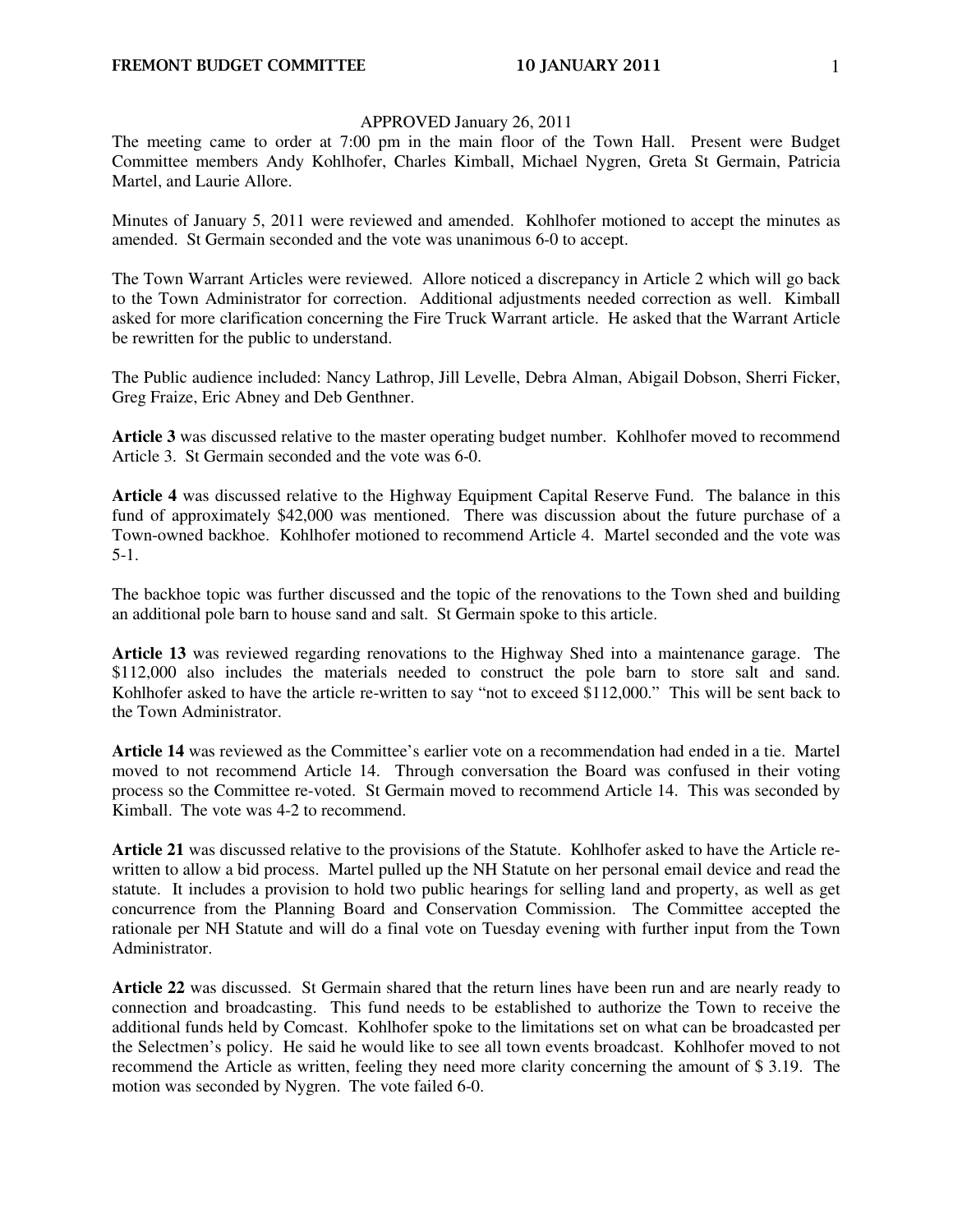APPROVED January 26, 2011

The meeting came to order at 7:00 pm in the main floor of the Town Hall. Present were Budget Committee members Andy Kohlhofer, Charles Kimball, Michael Nygren, Greta St Germain, Patricia Martel, and Laurie Allore.

Minutes of January 5, 2011 were reviewed and amended. Kohlhofer motioned to accept the minutes as amended. St Germain seconded and the vote was unanimous 6-0 to accept.

The Town Warrant Articles were reviewed. Allore noticed a discrepancy in Article 2 which will go back to the Town Administrator for correction. Additional adjustments needed correction as well. Kimball asked for more clarification concerning the Fire Truck Warrant article. He asked that the Warrant Article be rewritten for the public to understand.

The Public audience included: Nancy Lathrop, Jill Levelle, Debra Alman, Abigail Dobson, Sherri Ficker, Greg Fraize, Eric Abney and Deb Genthner.

**Article 3** was discussed relative to the master operating budget number. Kohlhofer moved to recommend Article 3. St Germain seconded and the vote was 6-0.

**Article 4** was discussed relative to the Highway Equipment Capital Reserve Fund. The balance in this fund of approximately $42,000 was mentioned. There was discussion about the future purchase of a Town-owned backhoe. Kohlhofer motioned to recommend Article 4. Martel seconded and the vote was 5-1.

The backhoe topic was further discussed and the topic of the renovations to the Town shed and building an additional pole barn to house sand and salt. St Germain spoke to this article.

**Article 13** was reviewed regarding renovations to the Highway Shed into a maintenance garage. The $112,000 also includes the materials needed to construct the pole barn to store salt and sand. Kohlhofer asked to have the article re-written to say "not to exceed $112,000." This will be sent back to the Town Administrator.

**Article 14** was reviewed as the Committee's earlier vote on a recommendation had ended in a tie. Martel moved to not recommend Article 14. Through conversation the Board was confused in their voting process so the Committee re-voted. St Germain moved to recommend Article 14. This was seconded by Kimball. The vote was 4-2 to recommend.

**Article 21** was discussed relative to the provisions of the Statute. Kohlhofer asked to have the Article re-written to allow a bid process. Martel pulled up the NH Statute on her personal email device and read the statute. It includes a provision to hold two public hearings for selling land and property, as well as get concurrence from the Planning Board and Conservation Commission. The Committee accepted the rationale per NH Statute and will do a final vote on Tuesday evening with further input from the Town Administrator.

**Article 22** was discussed. St Germain shared that the return lines have been run and are nearly ready to connection and broadcasting. This fund needs to be established to authorize the Town to receive the additional funds held by Comcast. Kohlhofer spoke to the limitations set on what can be broadcasted per the Selectmen's policy. He said he would like to see all town events broadcast. Kohlhofer moved to not recommend the Article as written, feeling they need more clarity concerning the amount of $ 3.19. The motion was seconded by Nygren. The vote failed 6-0.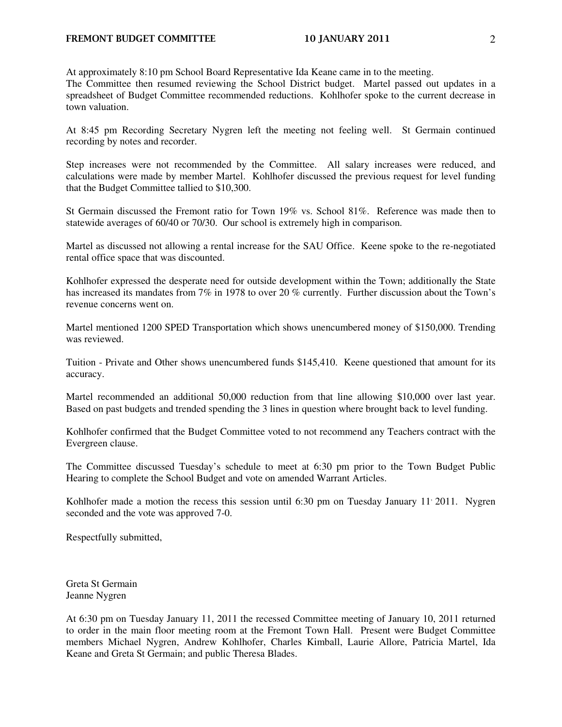At approximately 8:10 pm School Board Representative Ida Keane came in to the meeting.
The Committee then resumed reviewing the School District budget. Martel passed out updates in a spreadsheet of Budget Committee recommended reductions. Kohlhofer spoke to the current decrease in town valuation.

At 8:45 pm Recording Secretary Nygren left the meeting not feeling well. St Germain continued recording by notes and recorder.

Step increases were not recommended by the Committee. All salary increases were reduced, and calculations were made by member Martel. Kohlhofer discussed the previous request for level funding that the Budget Committee tallied to $10,300.

St Germain discussed the Fremont ratio for Town 19% vs. School 81%. Reference was made then to statewide averages of 60/40 or 70/30. Our school is extremely high in comparison.

Martel as discussed not allowing a rental increase for the SAU Office. Keene spoke to the re-negotiated rental office space that was discounted.

Kohlhofer expressed the desperate need for outside development within the Town; additionally the State has increased its mandates from 7% in 1978 to over 20 % currently. Further discussion about the Town's revenue concerns went on.

Martel mentioned 1200 SPED Transportation which shows unencumbered money of $150,000. Trending was reviewed.

Tuition - Private and Other shows unencumbered funds $145,410. Keene questioned that amount for its accuracy.

Martel recommended an additional 50,000 reduction from that line allowing $10,000 over last year. Based on past budgets and trended spending the 3 lines in question where brought back to level funding.

Kohlhofer confirmed that the Budget Committee voted to not recommend any Teachers contract with the Evergreen clause.

The Committee discussed Tuesday's schedule to meet at 6:30 pm prior to the Town Budget Public Hearing to complete the School Budget and vote on amended Warrant Articles.

Kohlhofer made a motion the recess this session until 6:30 pm on Tuesday January 11, 2011. Nygren seconded and the vote was approved 7-0.

Respectfully submitted,

Greta St Germain
Jeanne Nygren

At 6:30 pm on Tuesday January 11, 2011 the recessed Committee meeting of January 10, 2011 returned to order in the main floor meeting room at the Fremont Town Hall. Present were Budget Committee members Michael Nygren, Andrew Kohlhofer, Charles Kimball, Laurie Allore, Patricia Martel, Ida Keane and Greta St Germain; and public Theresa Blades.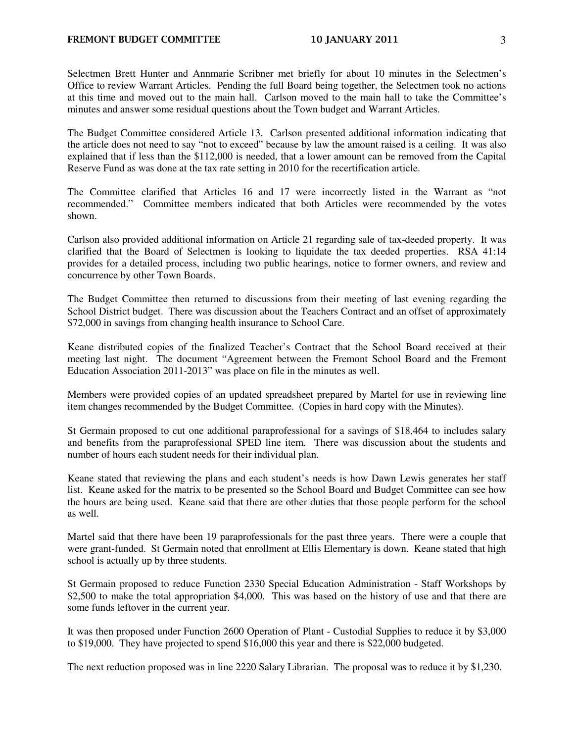Selectmen Brett Hunter and Annmarie Scribner met briefly for about 10 minutes in the Selectmen's Office to review Warrant Articles. Pending the full Board being together, the Selectmen took no actions at this time and moved out to the main hall. Carlson moved to the main hall to take the Committee's minutes and answer some residual questions about the Town budget and Warrant Articles.

The Budget Committee considered Article 13. Carlson presented additional information indicating that the article does not need to say "not to exceed" because by law the amount raised is a ceiling. It was also explained that if less than the $112,000 is needed, that a lower amount can be removed from the Capital Reserve Fund as was done at the tax rate setting in 2010 for the recertification article.

The Committee clarified that Articles 16 and 17 were incorrectly listed in the Warrant as "not recommended." Committee members indicated that both Articles were recommended by the votes shown.

Carlson also provided additional information on Article 21 regarding sale of tax-deeded property. It was clarified that the Board of Selectmen is looking to liquidate the tax deeded properties. RSA 41:14 provides for a detailed process, including two public hearings, notice to former owners, and review and concurrence by other Town Boards.

The Budget Committee then returned to discussions from their meeting of last evening regarding the School District budget. There was discussion about the Teachers Contract and an offset of approximately $72,000 in savings from changing health insurance to School Care.

Keane distributed copies of the finalized Teacher's Contract that the School Board received at their meeting last night. The document "Agreement between the Fremont School Board and the Fremont Education Association 2011-2013" was place on file in the minutes as well.

Members were provided copies of an updated spreadsheet prepared by Martel for use in reviewing line item changes recommended by the Budget Committee. (Copies in hard copy with the Minutes).

St Germain proposed to cut one additional paraprofessional for a savings of $18,464 to includes salary and benefits from the paraprofessional SPED line item. There was discussion about the students and number of hours each student needs for their individual plan.

Keane stated that reviewing the plans and each student's needs is how Dawn Lewis generates her staff list. Keane asked for the matrix to be presented so the School Board and Budget Committee can see how the hours are being used. Keane said that there are other duties that those people perform for the school as well.

Martel said that there have been 19 paraprofessionals for the past three years. There were a couple that were grant-funded. St Germain noted that enrollment at Ellis Elementary is down. Keane stated that high school is actually up by three students.

St Germain proposed to reduce Function 2330 Special Education Administration - Staff Workshops by $2,500 to make the total appropriation $4,000. This was based on the history of use and that there are some funds leftover in the current year.

It was then proposed under Function 2600 Operation of Plant - Custodial Supplies to reduce it by $3,000 to $19,000. They have projected to spend $16,000 this year and there is $22,000 budgeted.

The next reduction proposed was in line 2220 Salary Librarian. The proposal was to reduce it by $1,230.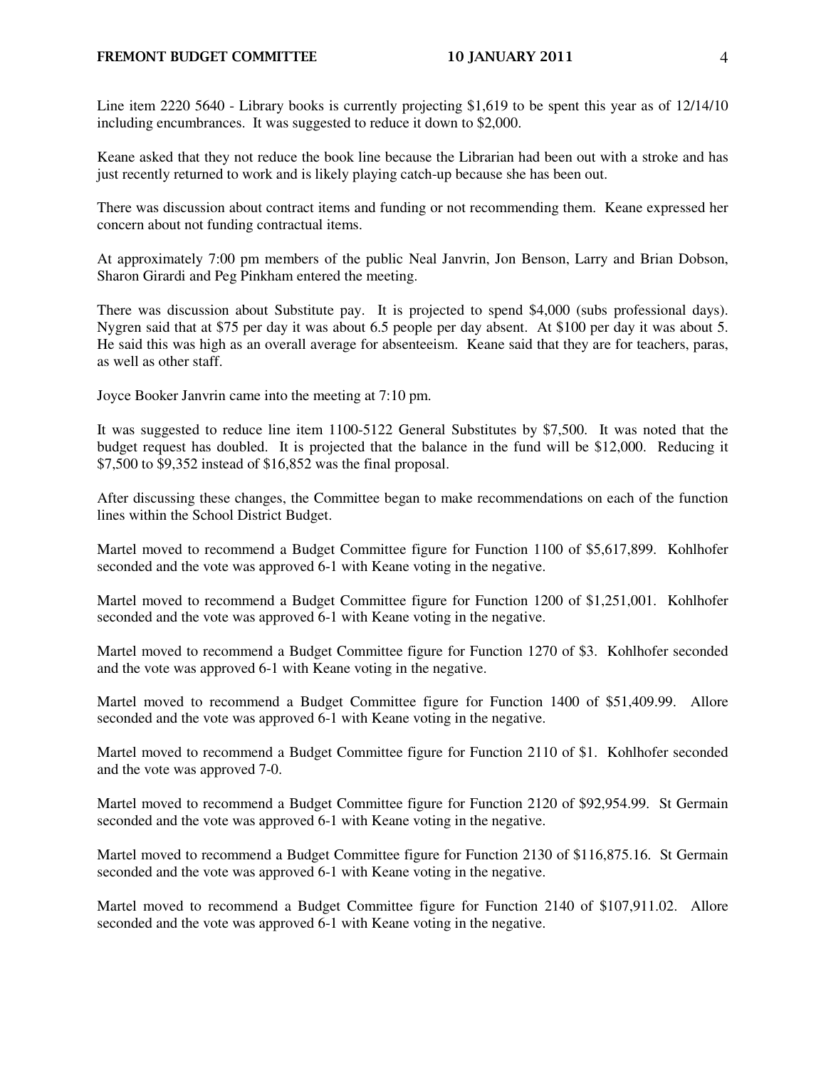Line item 2220 5640 - Library books is currently projecting $1,619 to be spent this year as of 12/14/10 including encumbrances. It was suggested to reduce it down to $2,000.

Keane asked that they not reduce the book line because the Librarian had been out with a stroke and has just recently returned to work and is likely playing catch-up because she has been out.

There was discussion about contract items and funding or not recommending them. Keane expressed her concern about not funding contractual items.

At approximately 7:00 pm members of the public Neal Janvrin, Jon Benson, Larry and Brian Dobson, Sharon Girardi and Peg Pinkham entered the meeting.

There was discussion about Substitute pay. It is projected to spend $4,000 (subs professional days). Nygren said that at $75 per day it was about 6.5 people per day absent. At $100 per day it was about 5. He said this was high as an overall average for absenteeism. Keane said that they are for teachers, paras, as well as other staff.

Joyce Booker Janvrin came into the meeting at 7:10 pm.

It was suggested to reduce line item 1100-5122 General Substitutes by $7,500. It was noted that the budget request has doubled. It is projected that the balance in the fund will be $12,000. Reducing it $7,500 to $9,352 instead of $16,852 was the final proposal.

After discussing these changes, the Committee began to make recommendations on each of the function lines within the School District Budget.

Martel moved to recommend a Budget Committee figure for Function 1100 of $5,617,899. Kohlhofer seconded and the vote was approved 6-1 with Keane voting in the negative.

Martel moved to recommend a Budget Committee figure for Function 1200 of $1,251,001. Kohlhofer seconded and the vote was approved 6-1 with Keane voting in the negative.

Martel moved to recommend a Budget Committee figure for Function 1270 of $3. Kohlhofer seconded and the vote was approved 6-1 with Keane voting in the negative.

Martel moved to recommend a Budget Committee figure for Function 1400 of $51,409.99. Allore seconded and the vote was approved 6-1 with Keane voting in the negative.

Martel moved to recommend a Budget Committee figure for Function 2110 of $1. Kohlhofer seconded and the vote was approved 7-0.

Martel moved to recommend a Budget Committee figure for Function 2120 of $92,954.99. St Germain seconded and the vote was approved 6-1 with Keane voting in the negative.

Martel moved to recommend a Budget Committee figure for Function 2130 of $116,875.16. St Germain seconded and the vote was approved 6-1 with Keane voting in the negative.

Martel moved to recommend a Budget Committee figure for Function 2140 of $107,911.02. Allore seconded and the vote was approved 6-1 with Keane voting in the negative.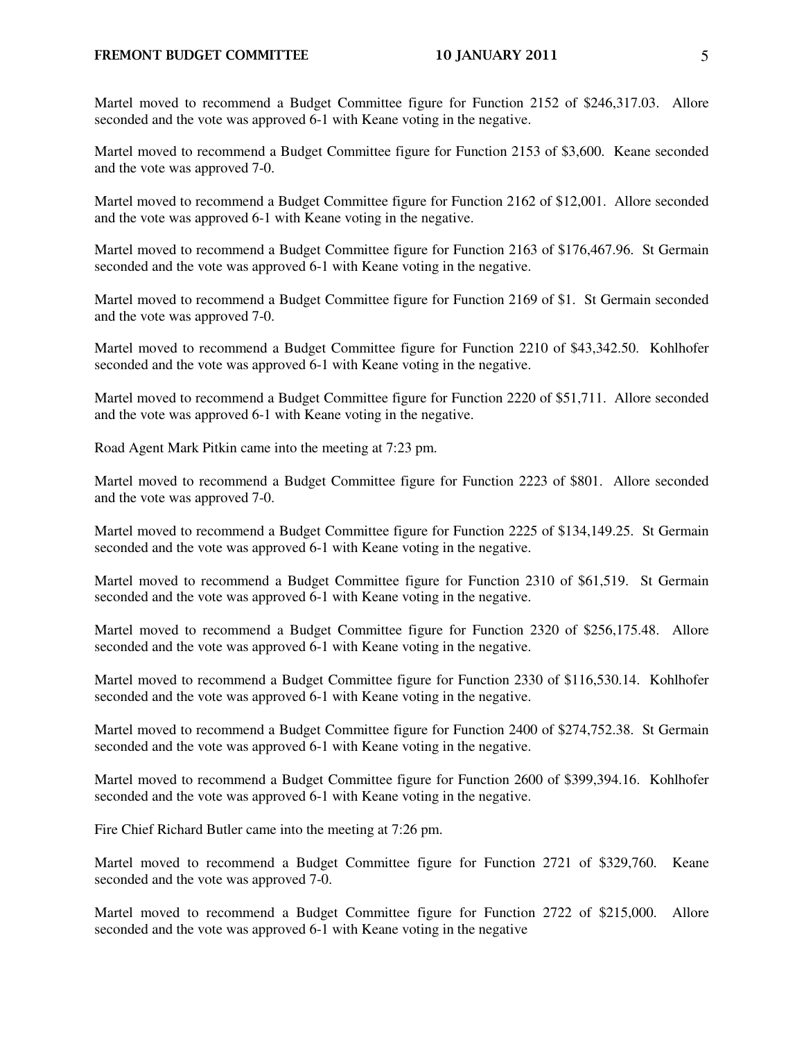Martel moved to recommend a Budget Committee figure for Function 2152 of $246,317.03. Allore seconded and the vote was approved 6-1 with Keane voting in the negative.

Martel moved to recommend a Budget Committee figure for Function 2153 of $3,600. Keane seconded and the vote was approved 7-0.

Martel moved to recommend a Budget Committee figure for Function 2162 of $12,001. Allore seconded and the vote was approved 6-1 with Keane voting in the negative.

Martel moved to recommend a Budget Committee figure for Function 2163 of $176,467.96. St Germain seconded and the vote was approved 6-1 with Keane voting in the negative.

Martel moved to recommend a Budget Committee figure for Function 2169 of $1. St Germain seconded and the vote was approved 7-0.

Martel moved to recommend a Budget Committee figure for Function 2210 of $43,342.50. Kohlhofer seconded and the vote was approved 6-1 with Keane voting in the negative.

Martel moved to recommend a Budget Committee figure for Function 2220 of $51,711. Allore seconded and the vote was approved 6-1 with Keane voting in the negative.

Road Agent Mark Pitkin came into the meeting at 7:23 pm.

Martel moved to recommend a Budget Committee figure for Function 2223 of $801. Allore seconded and the vote was approved 7-0.

Martel moved to recommend a Budget Committee figure for Function 2225 of $134,149.25. St Germain seconded and the vote was approved 6-1 with Keane voting in the negative.

Martel moved to recommend a Budget Committee figure for Function 2310 of $61,519. St Germain seconded and the vote was approved 6-1 with Keane voting in the negative.

Martel moved to recommend a Budget Committee figure for Function 2320 of $256,175.48. Allore seconded and the vote was approved 6-1 with Keane voting in the negative.

Martel moved to recommend a Budget Committee figure for Function 2330 of $116,530.14. Kohlhofer seconded and the vote was approved 6-1 with Keane voting in the negative.

Martel moved to recommend a Budget Committee figure for Function 2400 of $274,752.38. St Germain seconded and the vote was approved 6-1 with Keane voting in the negative.

Martel moved to recommend a Budget Committee figure for Function 2600 of $399,394.16. Kohlhofer seconded and the vote was approved 6-1 with Keane voting in the negative.

Fire Chief Richard Butler came into the meeting at 7:26 pm.

Martel moved to recommend a Budget Committee figure for Function 2721 of $329,760. Keane seconded and the vote was approved 7-0.

Martel moved to recommend a Budget Committee figure for Function 2722 of $215,000. Allore seconded and the vote was approved 6-1 with Keane voting in the negative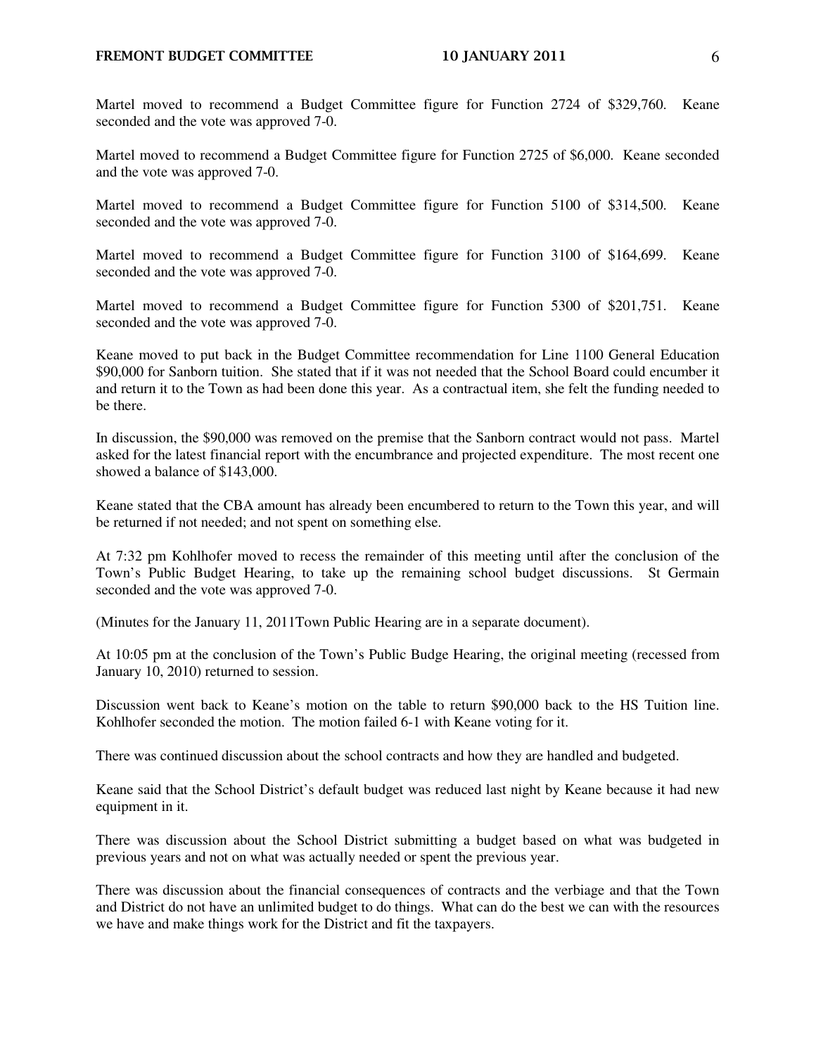Martel moved to recommend a Budget Committee figure for Function 2724 of $329,760. Keane seconded and the vote was approved 7-0.

Martel moved to recommend a Budget Committee figure for Function 2725 of $6,000. Keane seconded and the vote was approved 7-0.

Martel moved to recommend a Budget Committee figure for Function 5100 of $314,500. Keane seconded and the vote was approved 7-0.

Martel moved to recommend a Budget Committee figure for Function 3100 of $164,699. Keane seconded and the vote was approved 7-0.

Martel moved to recommend a Budget Committee figure for Function 5300 of $201,751. Keane seconded and the vote was approved 7-0.

Keane moved to put back in the Budget Committee recommendation for Line 1100 General Education $90,000 for Sanborn tuition. She stated that if it was not needed that the School Board could encumber it and return it to the Town as had been done this year. As a contractual item, she felt the funding needed to be there.

In discussion, the $90,000 was removed on the premise that the Sanborn contract would not pass. Martel asked for the latest financial report with the encumbrance and projected expenditure. The most recent one showed a balance of $143,000.

Keane stated that the CBA amount has already been encumbered to return to the Town this year, and will be returned if not needed; and not spent on something else.

At 7:32 pm Kohlhofer moved to recess the remainder of this meeting until after the conclusion of the Town's Public Budget Hearing, to take up the remaining school budget discussions. St Germain seconded and the vote was approved 7-0.

(Minutes for the January 11, 2011Town Public Hearing are in a separate document).

At 10:05 pm at the conclusion of the Town's Public Budge Hearing, the original meeting (recessed from January 10, 2010) returned to session.

Discussion went back to Keane's motion on the table to return $90,000 back to the HS Tuition line. Kohlhofer seconded the motion. The motion failed 6-1 with Keane voting for it.

There was continued discussion about the school contracts and how they are handled and budgeted.

Keane said that the School District's default budget was reduced last night by Keane because it had new equipment in it.

There was discussion about the School District submitting a budget based on what was budgeted in previous years and not on what was actually needed or spent the previous year.

There was discussion about the financial consequences of contracts and the verbiage and that the Town and District do not have an unlimited budget to do things. What can do the best we can with the resources we have and make things work for the District and fit the taxpayers.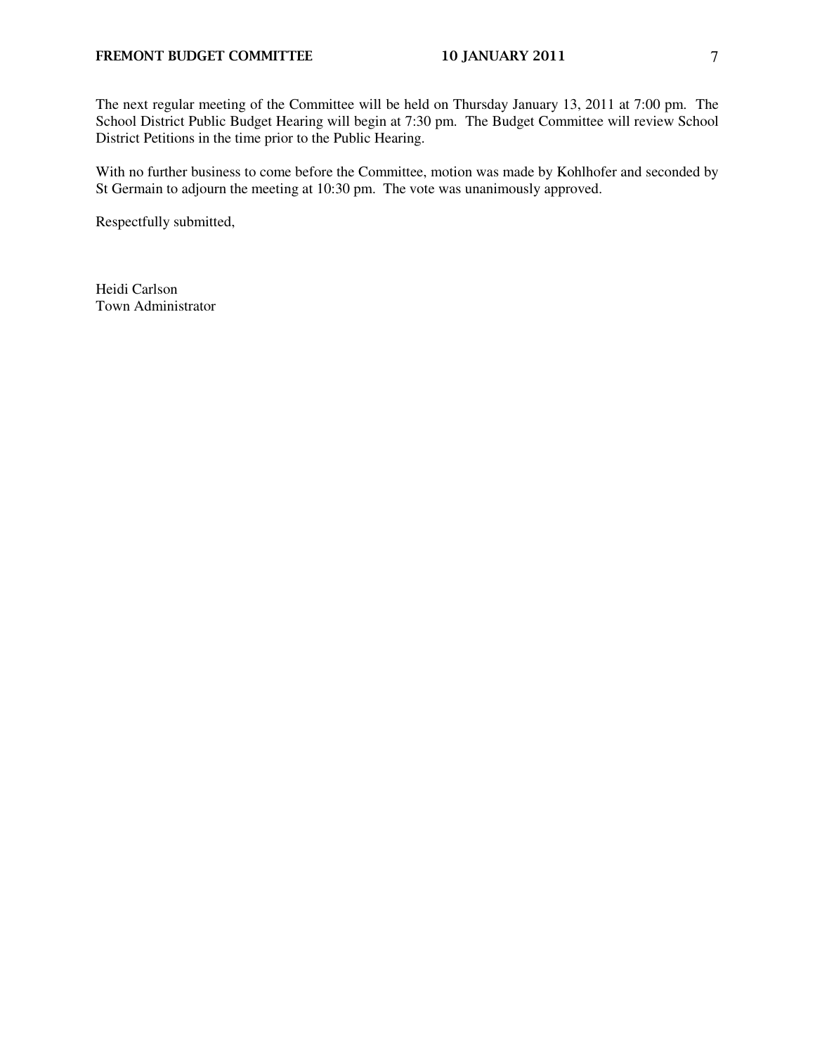The next regular meeting of the Committee will be held on Thursday January 13, 2011 at 7:00 pm. The School District Public Budget Hearing will begin at 7:30 pm. The Budget Committee will review School District Petitions in the time prior to the Public Hearing.

With no further business to come before the Committee, motion was made by Kohlhofer and seconded by St Germain to adjourn the meeting at 10:30 pm. The vote was unanimously approved.

Respectfully submitted,

Heidi Carlson
Town Administrator